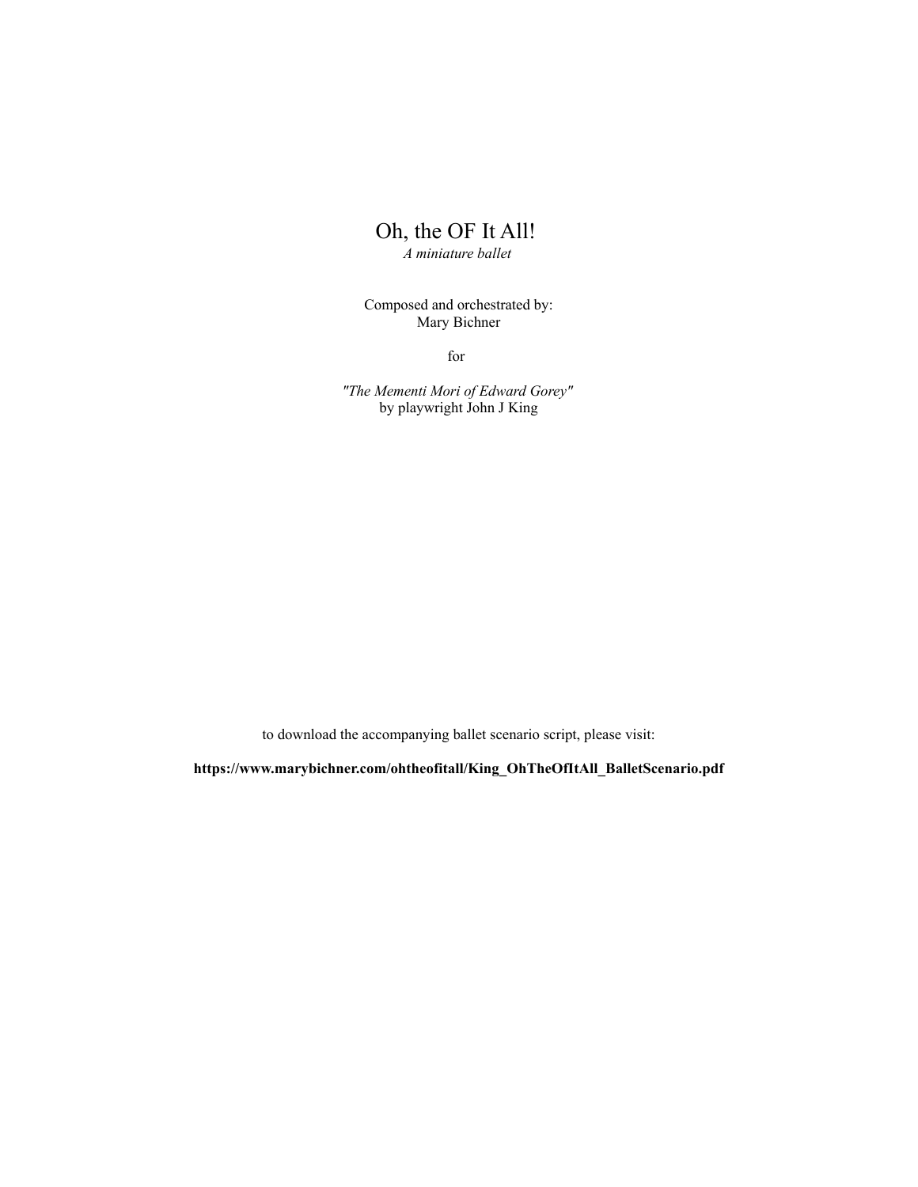# Oh, the OF It All!

*A miniature ballet*

Composed and orchestrated by:
Mary Bichner

for

*"The Mementi Mori of Edward Gorey"*
by playwright John J King

to download the accompanying ballet scenario script, please visit:

**https://www.marybichner.com/ohtheofitall/King_OhTheOfItAll_BalletScenario.pdf**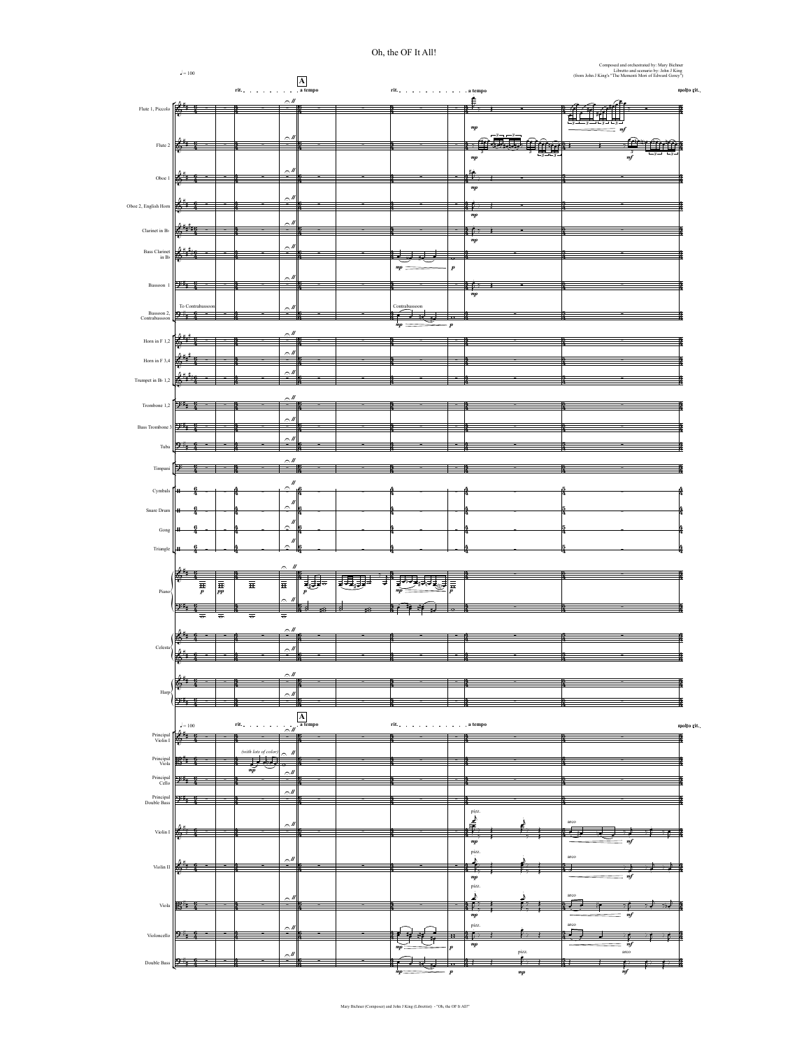# Oh, the OF It All!

Composed and orchestrated by: Mary Bichner
Libretto and scenario by: John J King
(from John J King's "The Memento Mori of Edward Gorey")

Mary Bichner (Composer) and John J King (Librettist) - "Oh, the OF It All!"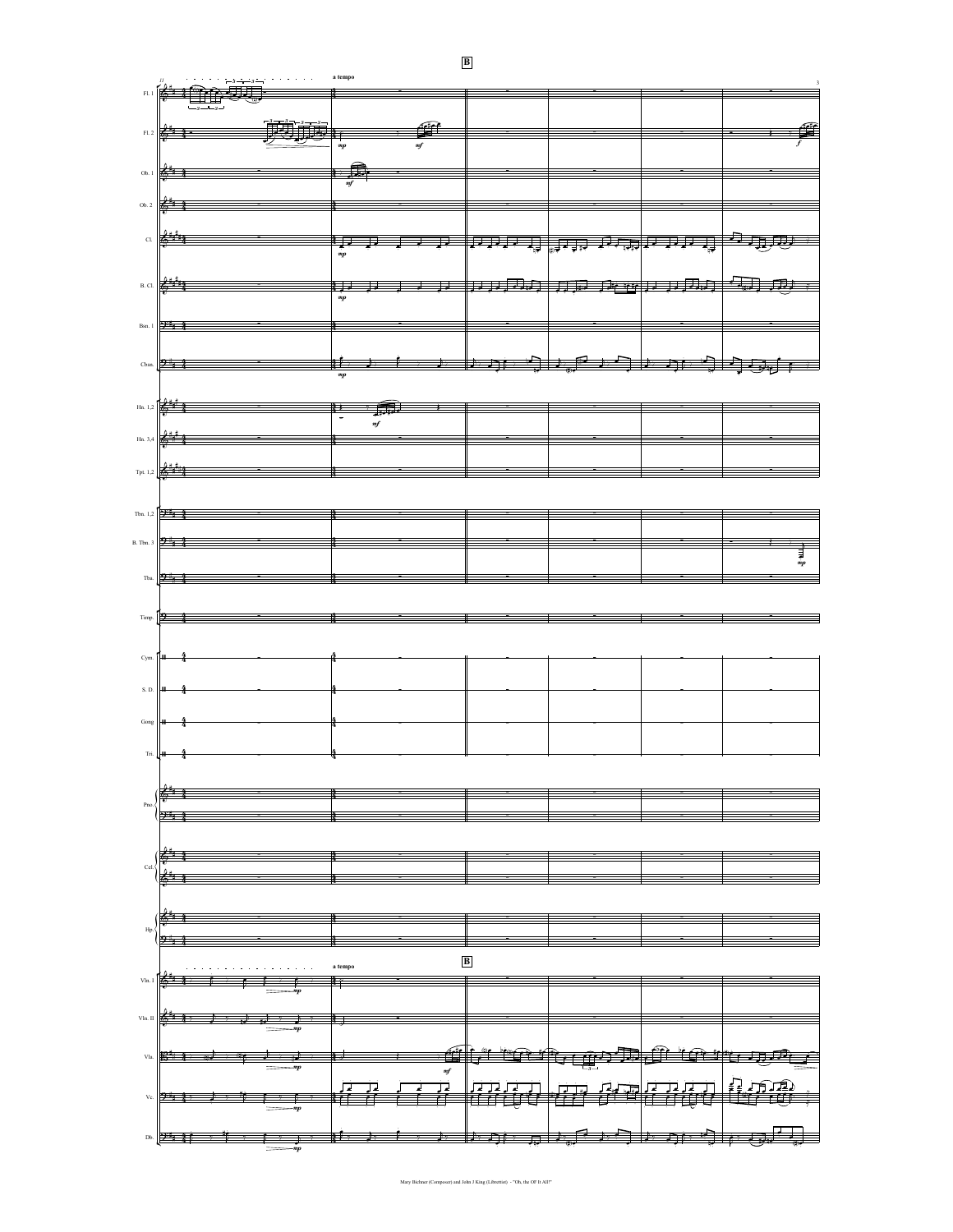**B**

a tempo

Fl. 1

Fl. 2

Ob. 1

Ob. 2

Cl.

B. Cl.

Bsn. 1

Cbsn.

Hn. 1,2

Hn. 3,4

Tpt. 1,2

Tbn. 1,2

B. Tbn. 3

Tba.

Timp.

Cym.

S. D.

Gong

Tri.

Pno.

Cel.

Hp.

a tempo

**B**

Vln. I

Vln. II

Vla.

Vc.

Db.

Mary Bichner (Composer) and John J King (Librettist) - "Oh, the Of It All!"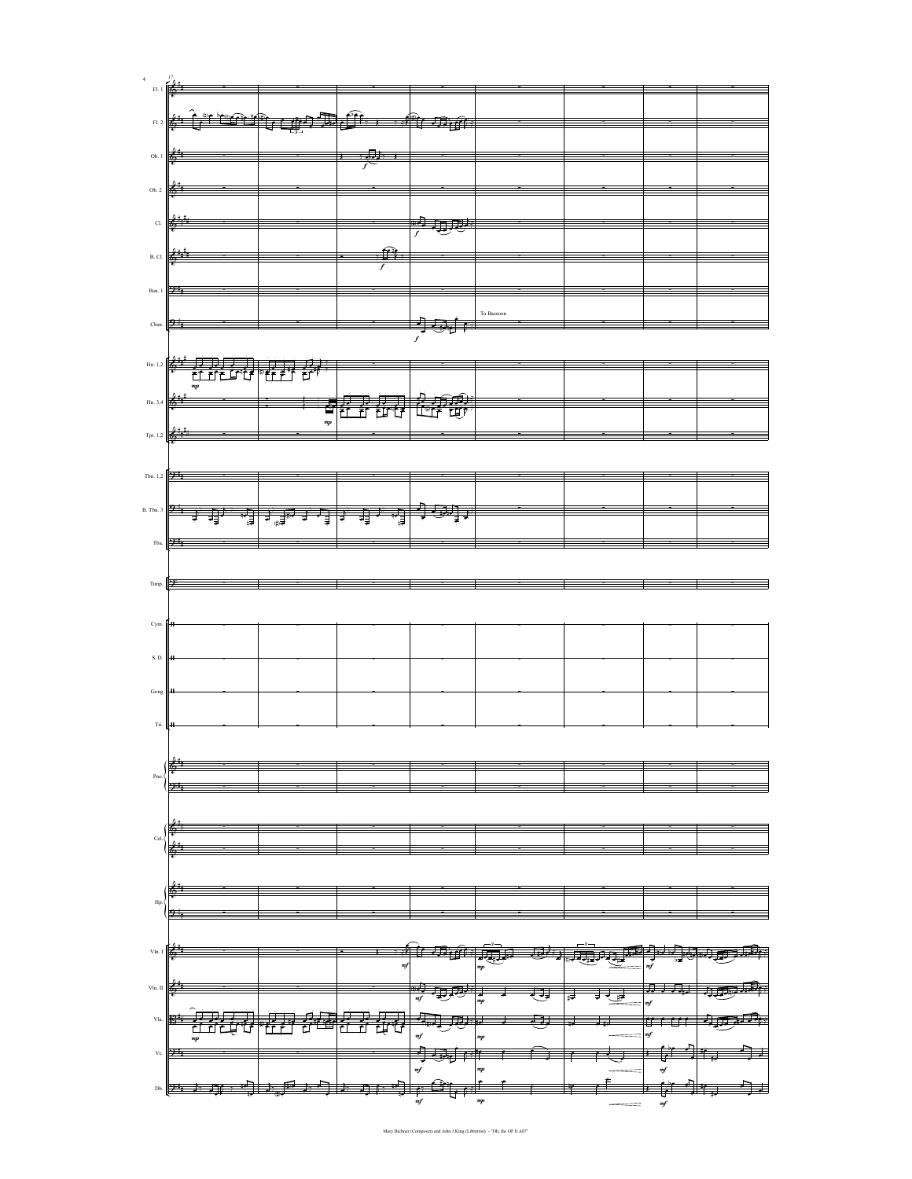To Bassoon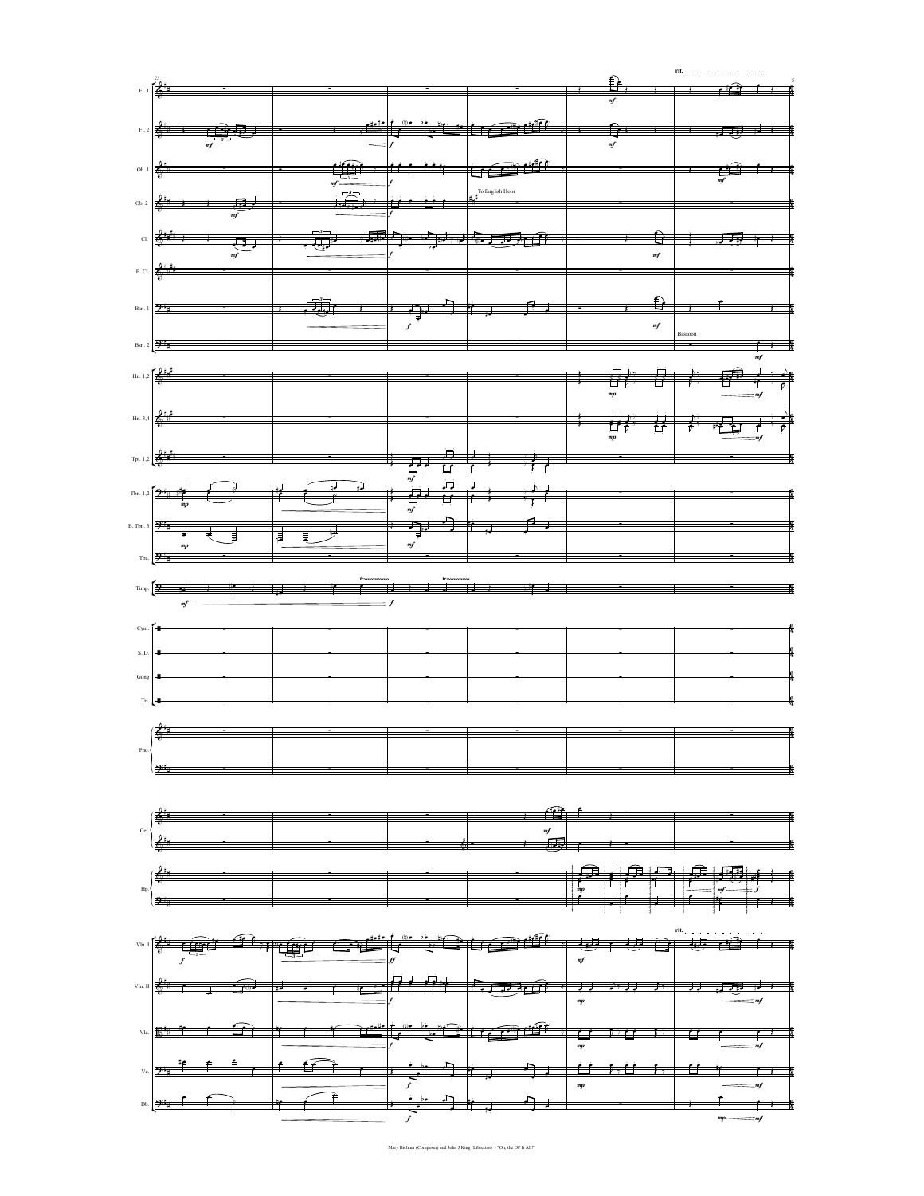Mary Bichner (Composer) and John J King (Librettist) - "Oh, the Of It All?"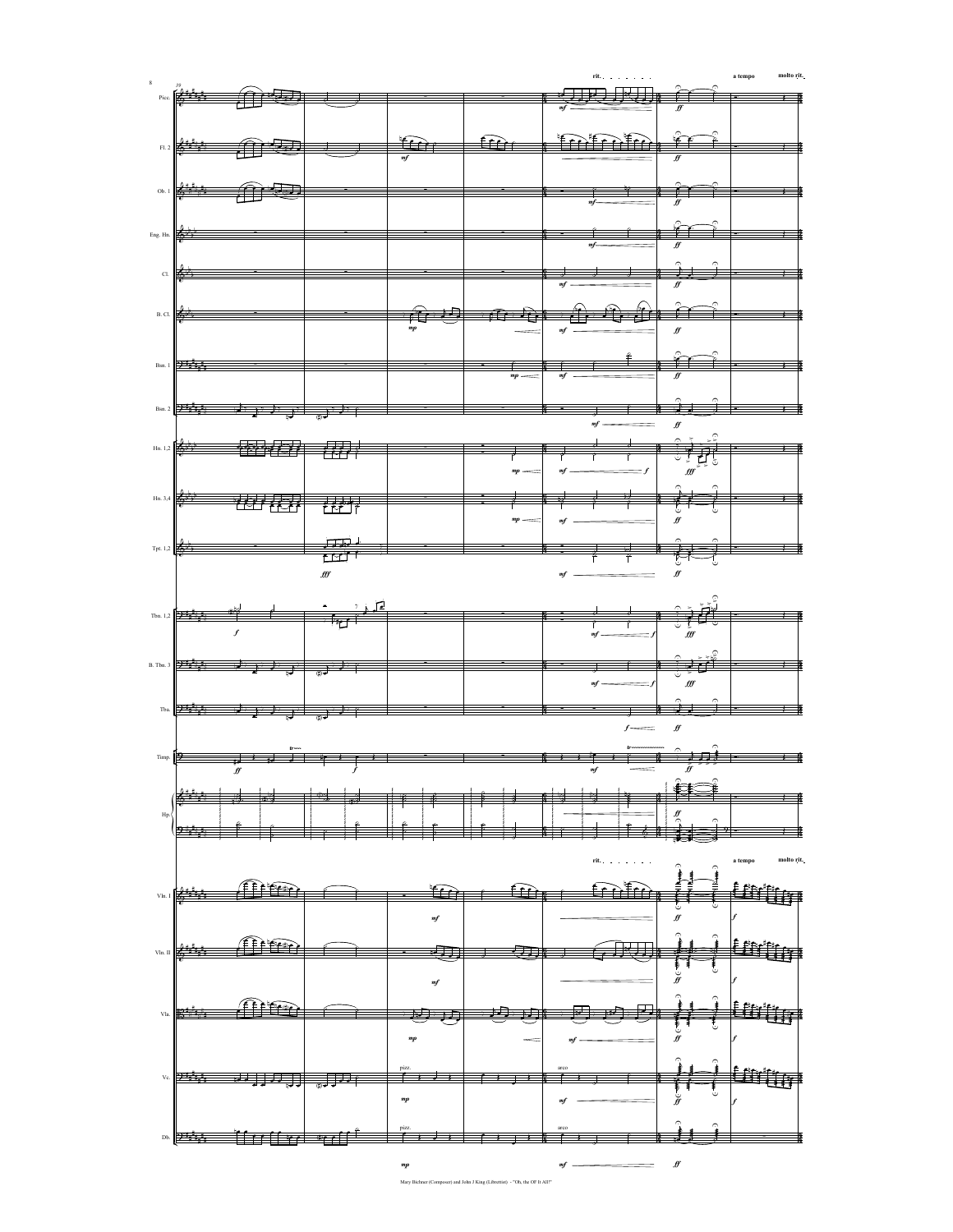Mary Bichner (Composer) and John J King (Librettist) - "Oh, the Of It All?"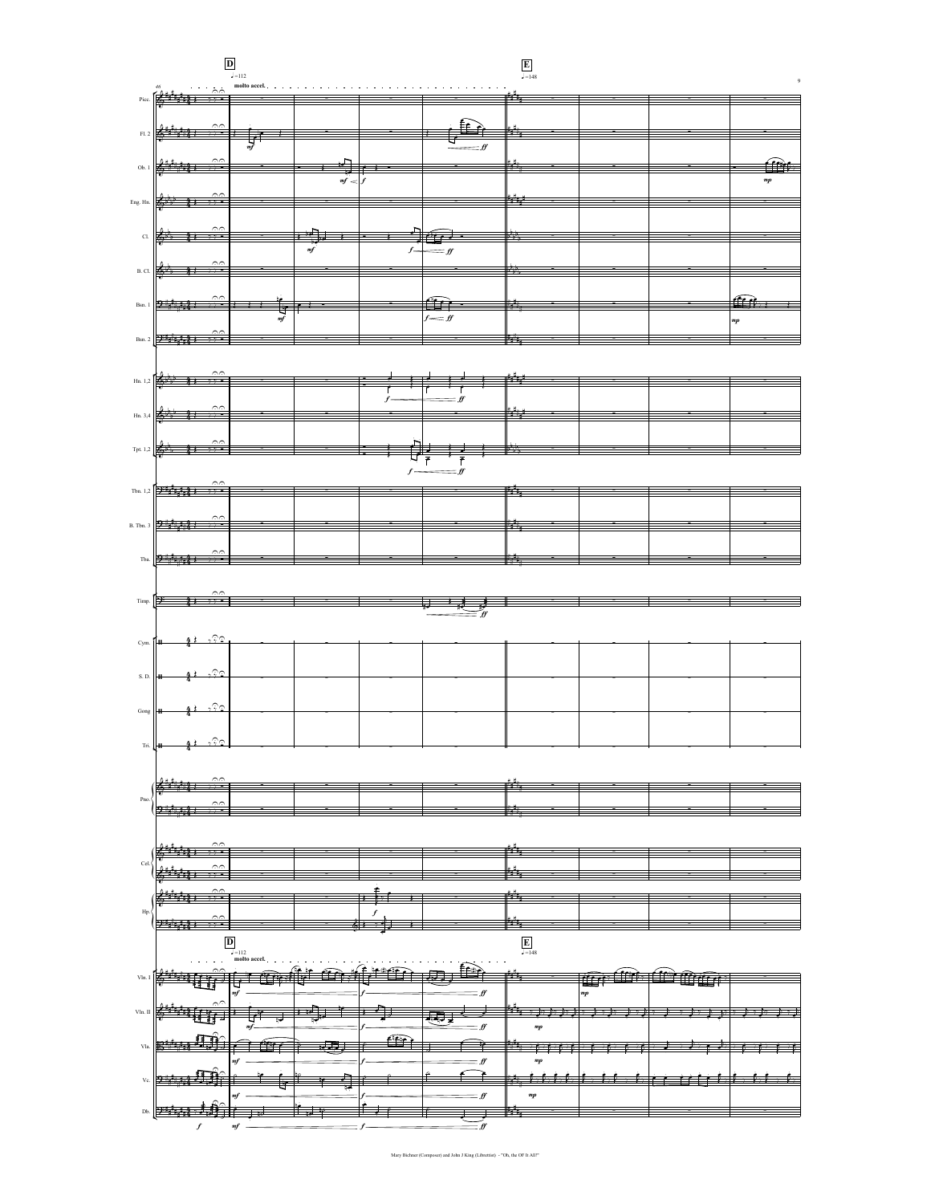D

♩=112

molto accel.

E

♩=148

Picc.

Fl. 2

Ob. 1

Eng. Hn.

Cl.

B. Cl.

Bsn. 1

Bsn. 2

Hn. 1,2

Hn. 3,4

Tpt. 1,2

Tbn. 1,2

B. Tbn. 3

Tba.

Timp.

Cym.

S. D.

Gong

Tri.

Pno.

Cel.

Hp.

D

♩=112

molto accel.

E

♩=148

Vln. I

Vln. II

Vla.

Vc.

Db.

Mary Bichner (Composer) and John J King (Librettist) - "Oh, the Of It All!"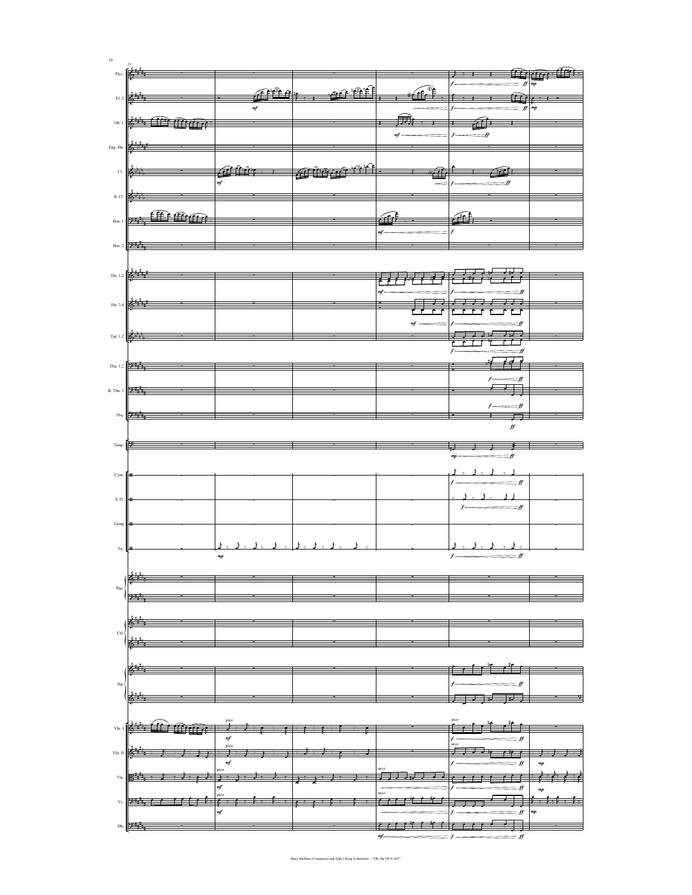Mary Bichner (Composer) and John J King (Librettist) - "Oh, the Of It All!"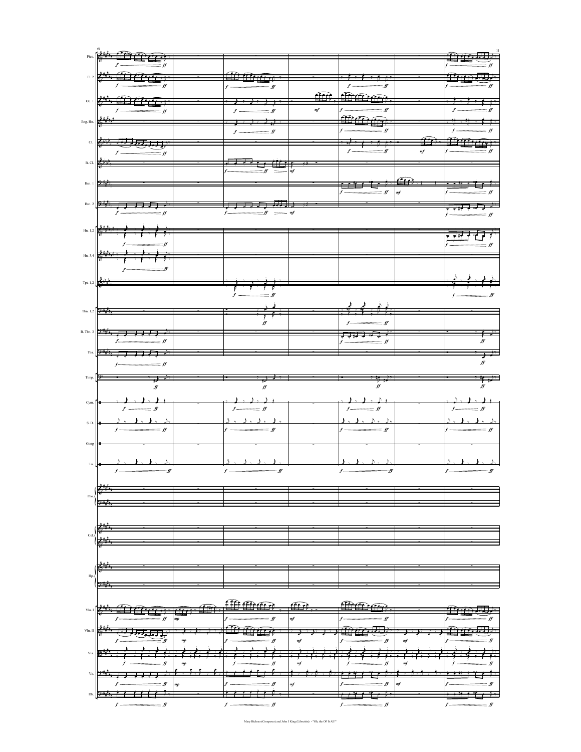61

Picc.

Fl. 2

Ob. 1

Eng. Hn.

Cl.

B. Cl.

Bsn. 1

Bsn. 2

Hn. 1,2

Hn. 3,4

Tpt. 1,2

Tbn. 1,2

B. Tbn. 3

Tba.

Timp.

Cym.

S. D.

Gong

Tri.

Pno.

Cel.

Hp.

Vln. I

Vln. II

Vla.

Vc.

Db.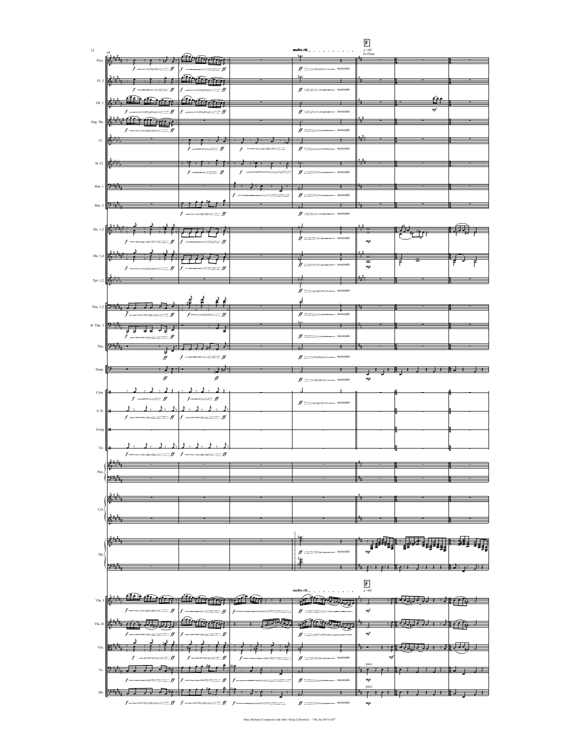68

**molto rit.**

**F**

♩=60

To Flute

Picc.

Fl. 2

Ob. 1

Eng. Hn.

Cl.

B. Cl.

Bsn. 1

Bsn. 2

Hn. 1,2

Hn. 3,4

Tpt. 1,2

Tbn. 1,2

B. Tbn. 3

Tba.

Timp.

Cym.

S. D.

Gong

Tri.

Pno.

Cel.

Hp.

Vln. I

Vln. II

Vla.

Vc.

Db.

*f* *ff* morendo *mf* *mp*

pizz.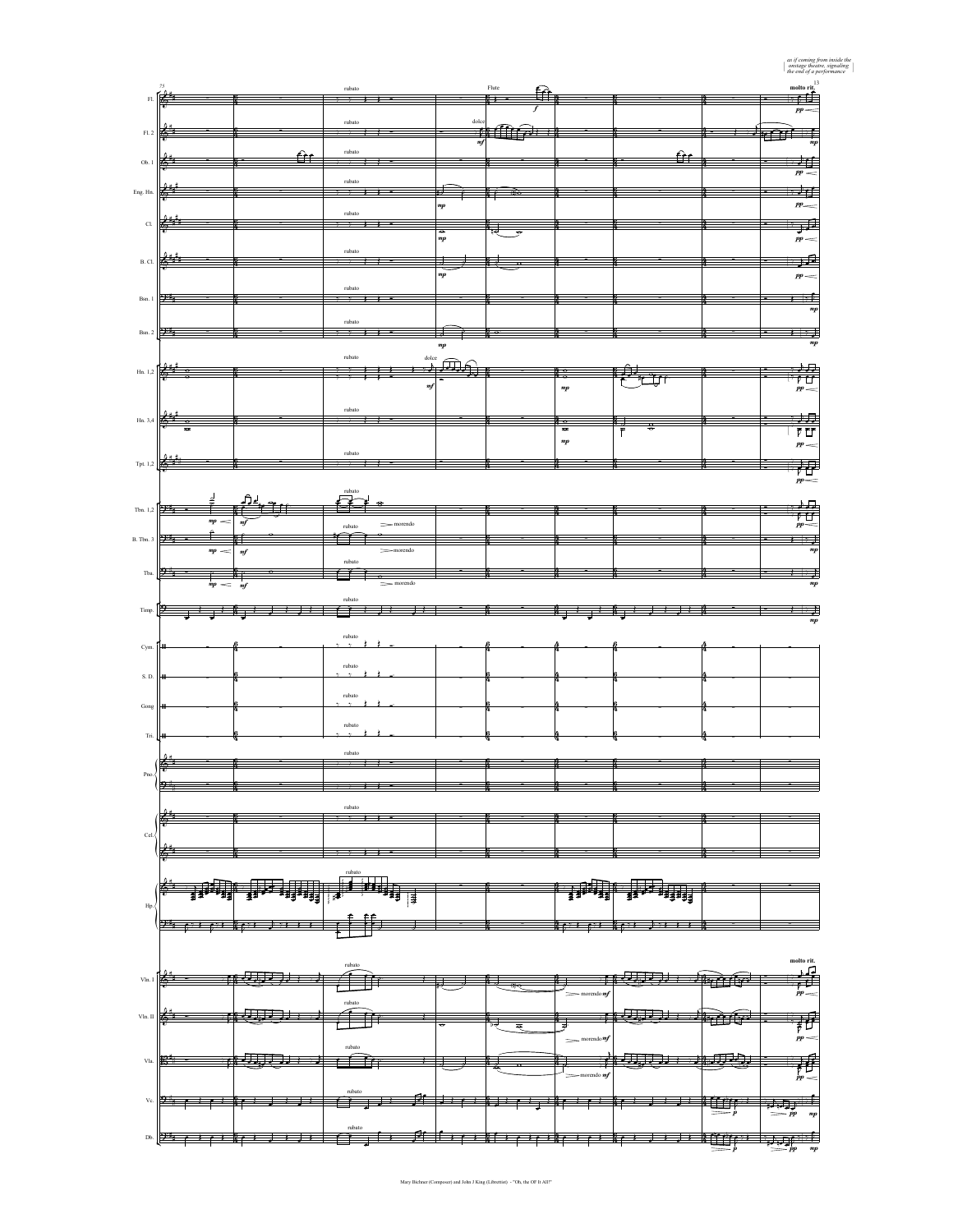as if coming from inside the onstage theatre, signaling the end of a performance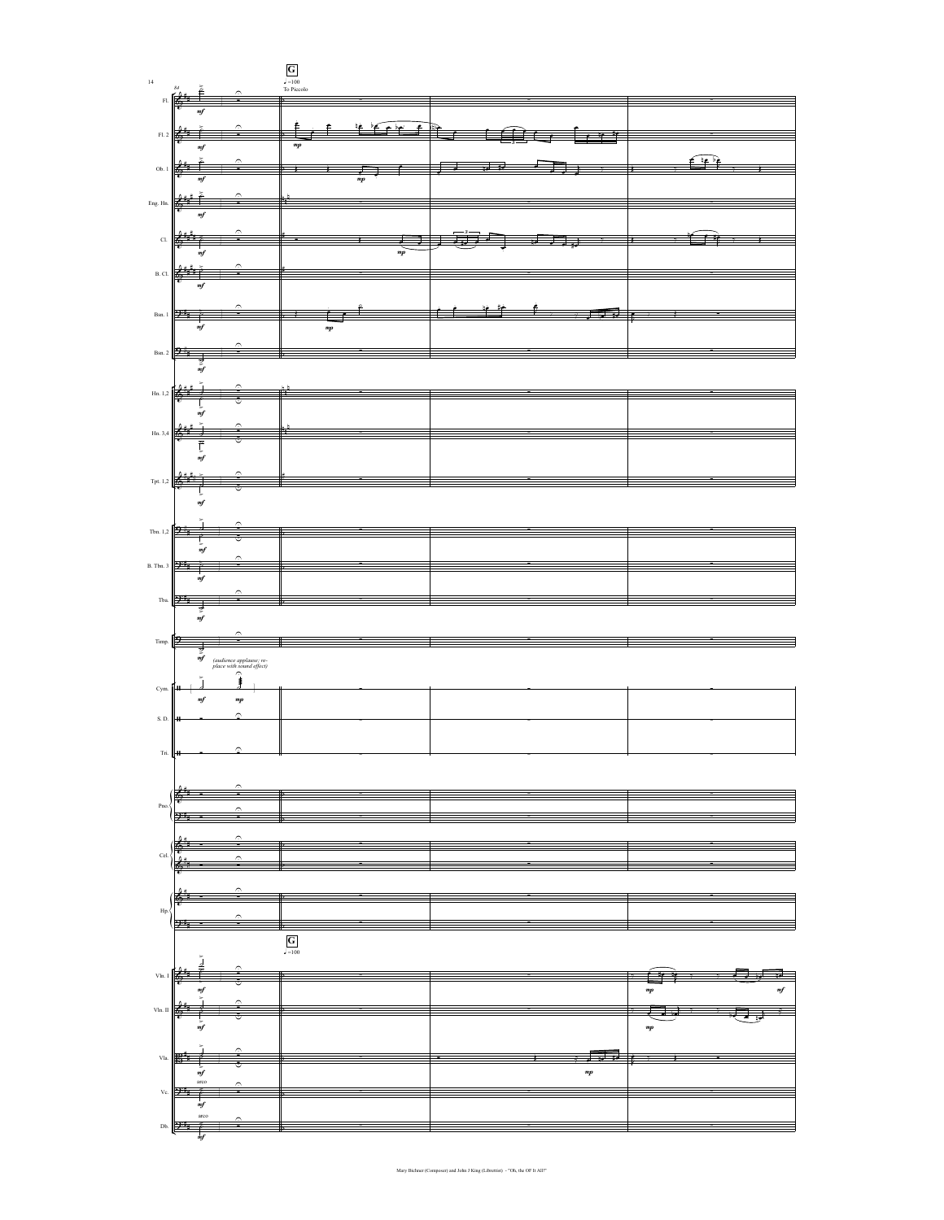G

♩=100

To Piccolo

*(audience applause; replace with sound effect)*

arco

arco

G

♩=100

Mary Bichner (Composer) and John J King (Librettist) - "Oh, the Of It All!"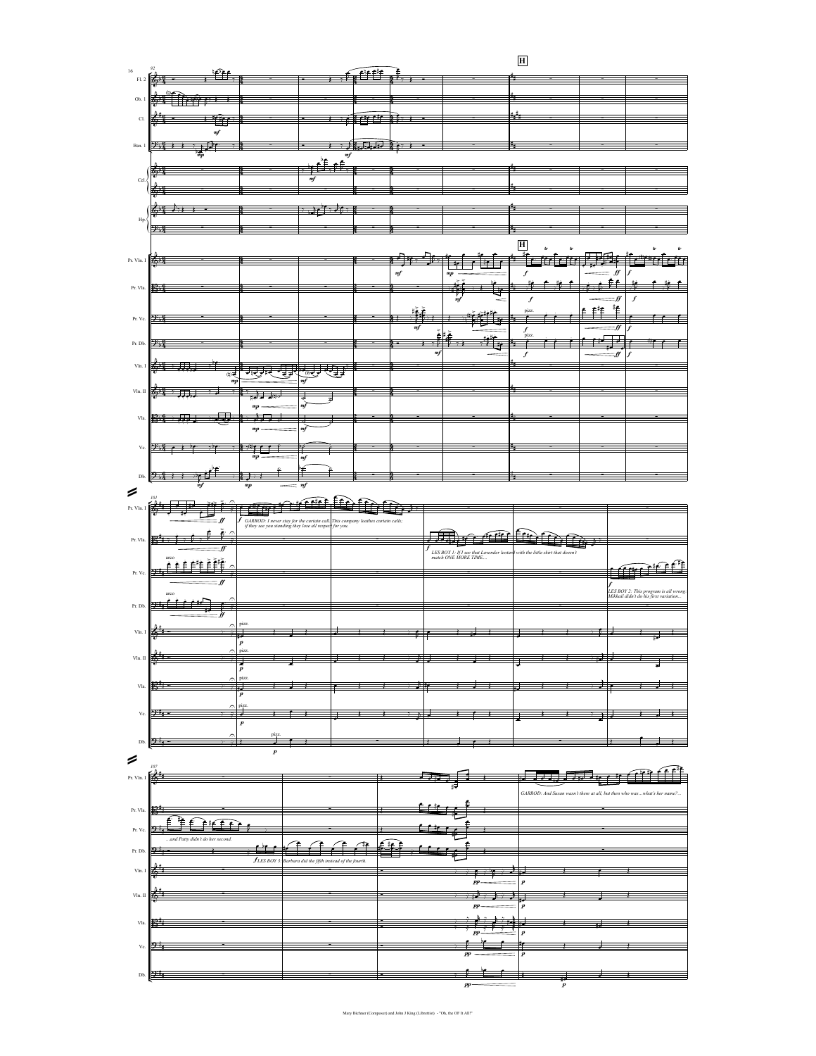GARROD: I never stay for the curtain call. This company loathes curtain calls; if they see you standing they lose all respect for you.

LES BOY 1: If I see that Lavender leotard with the little shirt that doesn't match ONE MORE TIME…

LES BOY 2: This program is all wrong. Mikhail didn't do his first variation…

…and Patty didn't do her second.

LES BOY 3: Barbara did the fifth instead of the fourth.

GARROD: And Susan wasn't there at all, but then who was…what's her name?…

Mary Bichner (Composer) and John J King (Librettist) - "Oh, the Of It All?"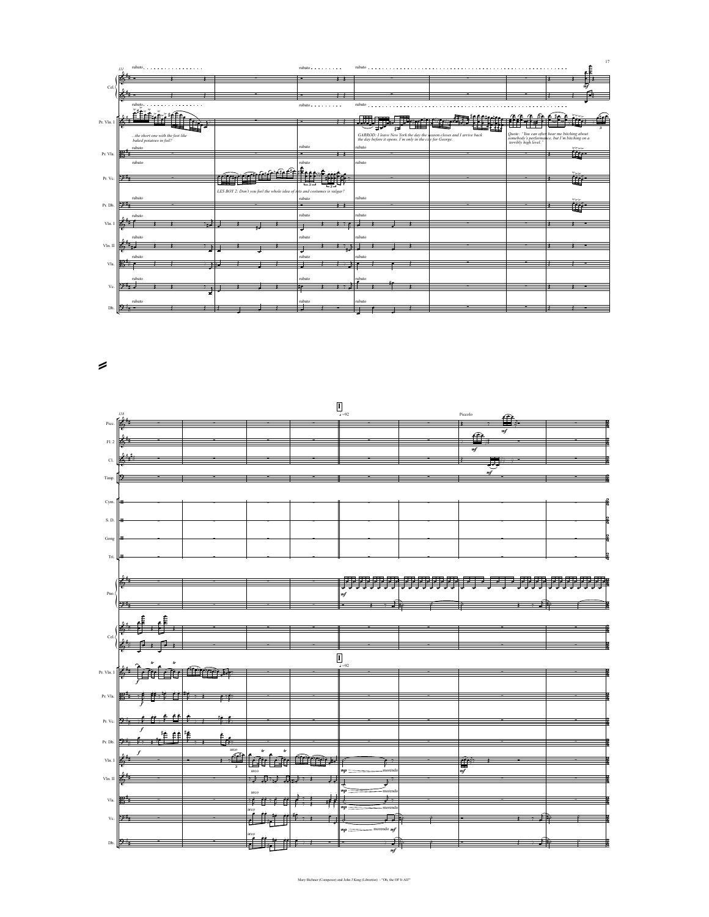*...the short one with the feet like baked potatoes in foil?*

*LES BOY 2: Don't you feel the whole idea of sets and costumes is vulgar?*

*GARROD: I leave New York the day the season closes and I arrive back the day before it opens. I'm only in the city for George.*

*Quote: "You can often hear me bitching about somebody's performance, but I'm bitching on a terribly high level."*

Mary Bichner (Composer) and John J King (Librettist) - "Oh, the Of It All!"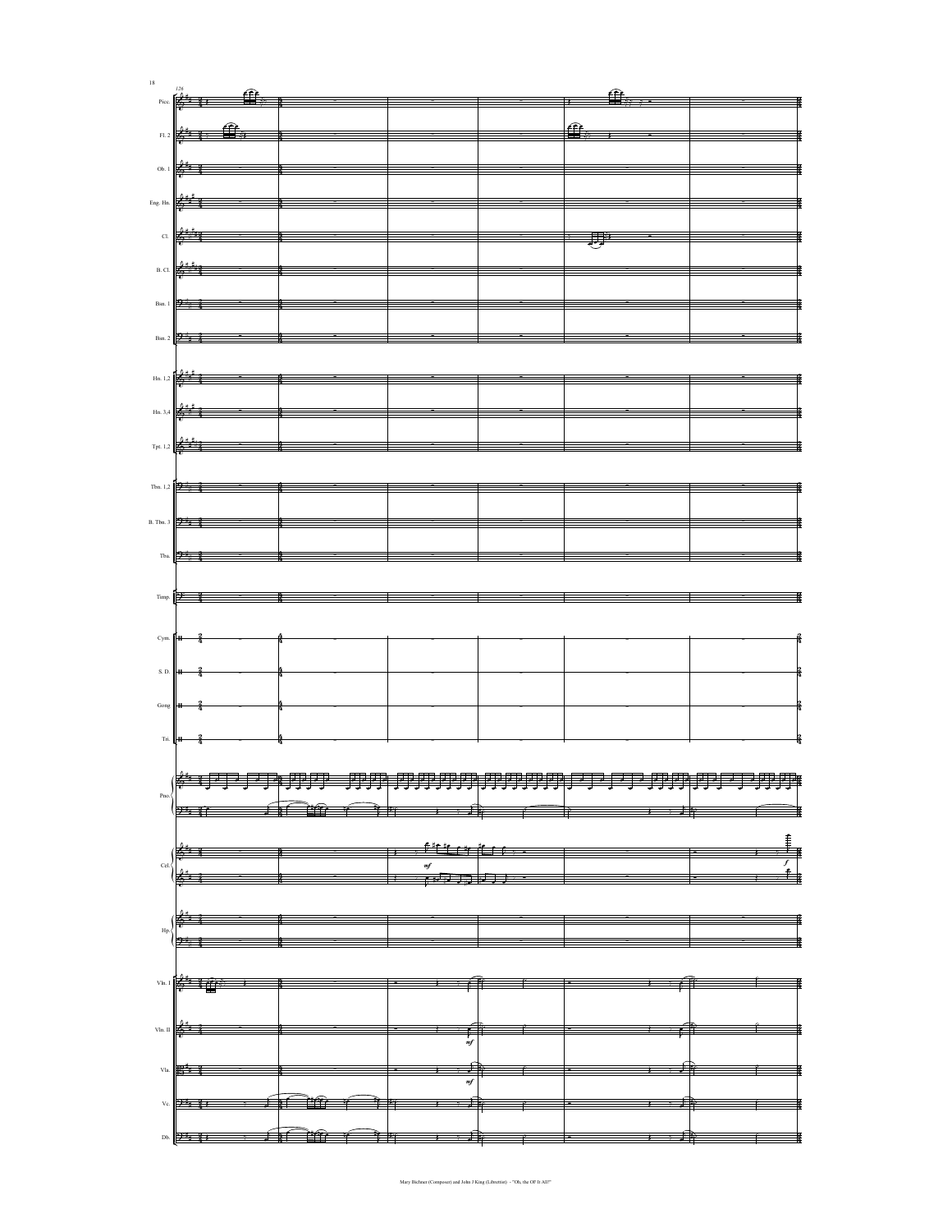126

Picc.

Fl. 2

Ob. 1

Eng. Hn.

Cl.

B. Cl.

Bsn. 1

Bsn. 2

Hn. 1,2

Hn. 3,4

Tpt. 1,2

Tbn. 1,2

B. Tbn. 3

Tba.

Timp.

Cym.

S. D.

Gong

Tri.

Pno.

Cel.

Hp.

Vln. I

Vln. II

Vla.

Vc.

Db.

*mf*

*f*

Mary Bichner (Composer) and John J King (Librettist) - "Oh, the Of It All!"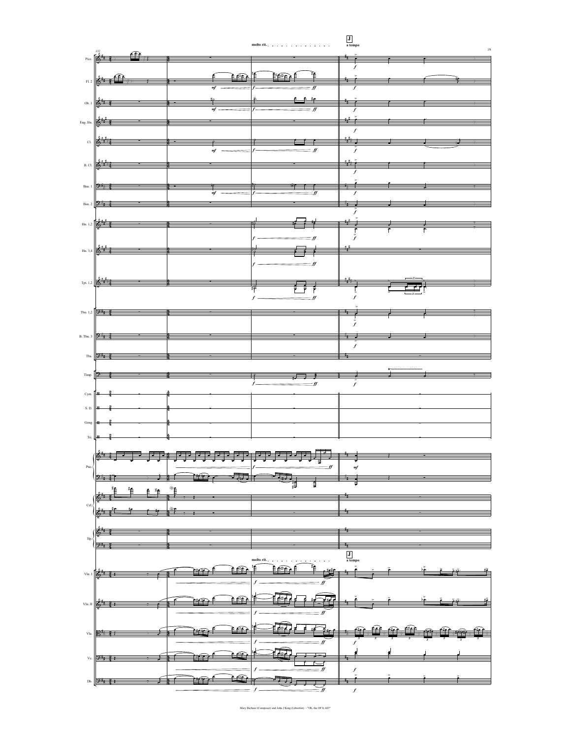molto rit. . . . . . . . . . . . .

**J**
a tempo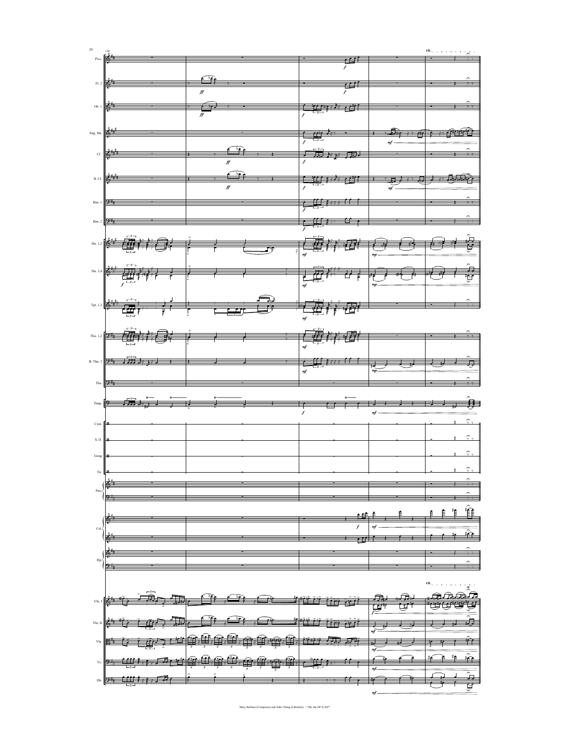Mary Bichner (Composer) and John J King (Librettist) - "Oh, the Of It All!"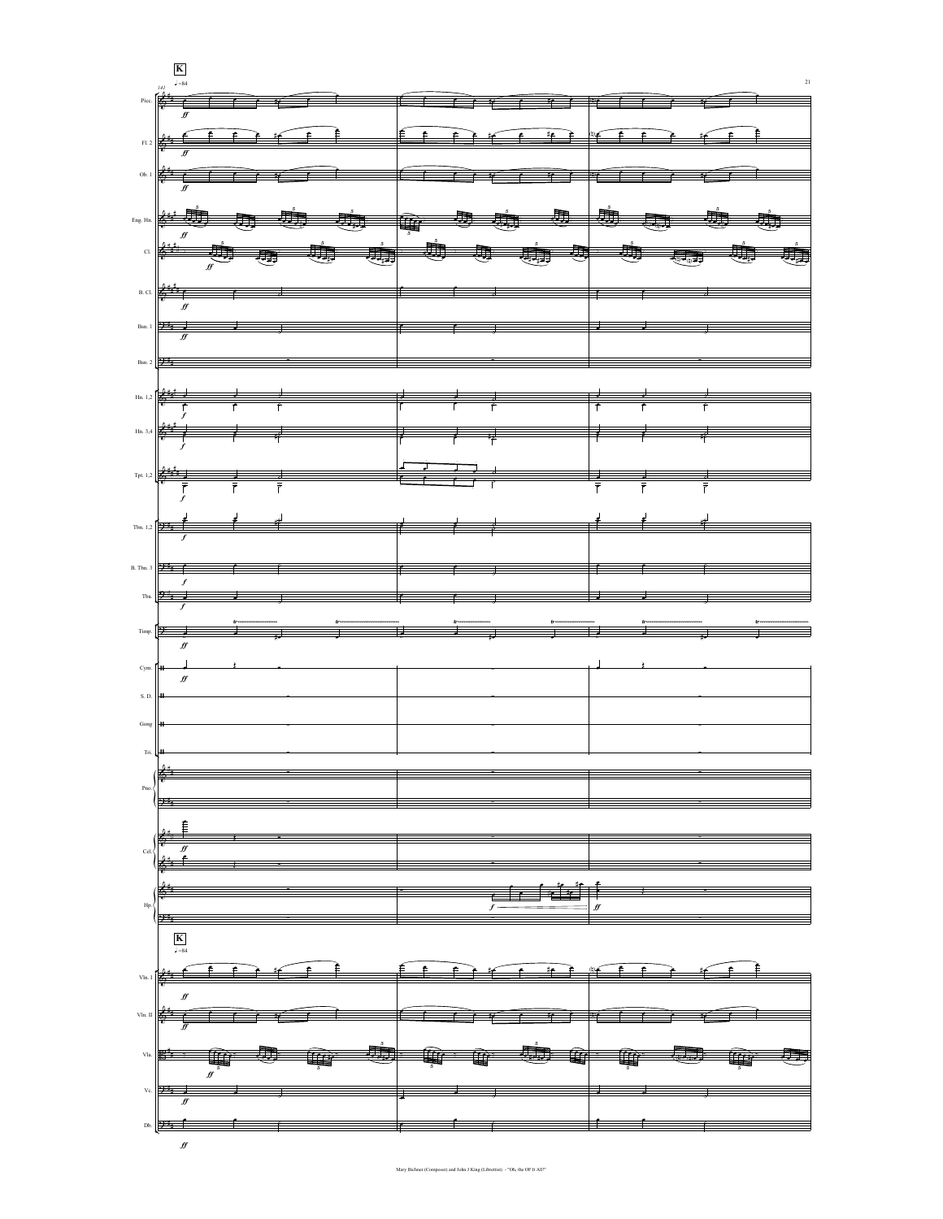**K**

141 ♩=84

Picc.

Fl. 2

Ob. 1

Eng. Hn.

Cl.

B. Cl.

Bsn. 1

Bsn. 2

Hn. 1,2

Hn. 3,4

Tpt. 1,2

Tbn. 1,2

B. Tbn. 3

Tba.

Timp.

Cym.

S. D.

Gong

Tri.

Pno.

Cel.

Hp.

**K**

♩=84

Vln. I

Vln. II

Vla.

Vc.

Db.

Mary Bichner (Composer) and John J King (Librettist) - "Oh, the Of It All?"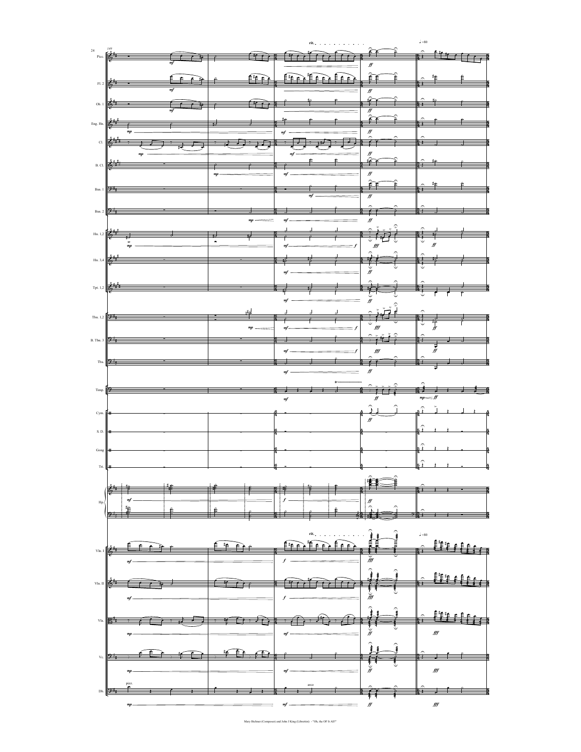Mary Bichner (Composer) and John J King (Librettist) - "Oh, the Of It All!"